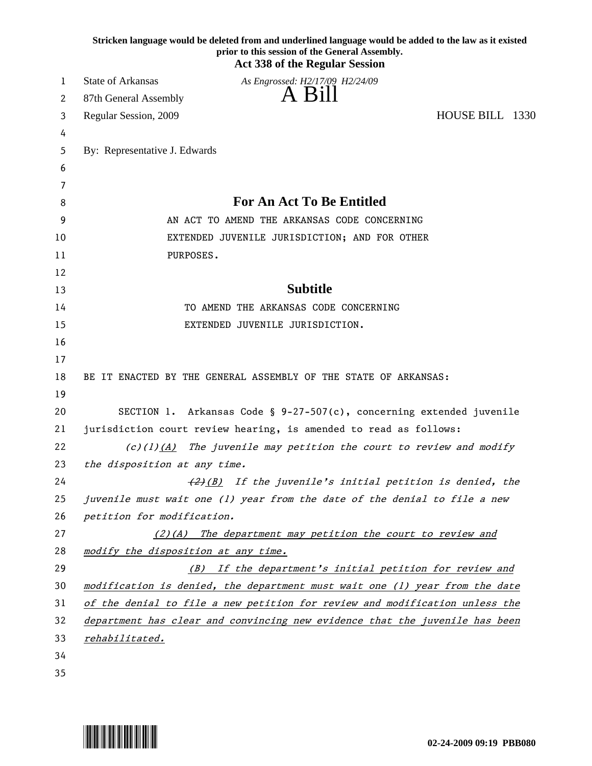Stricken language would be deleted from and underlined language would be added to the law as it existed prior to this session of the General Assembly.

**Act 338 of the Regular Session**

State of Arkansas

*As Engrossed: H2/17/09 H2/24/09*

87th General Assembly

# A Bill

Regular Session, 2009 — HOUSE BILL 1330

By: Representative J. Edwards

## For An Act To Be Entitled

AN ACT TO AMEND THE ARKANSAS CODE CONCERNING EXTENDED JUVENILE JURISDICTION; AND FOR OTHER PURPOSES.

## Subtitle

TO AMEND THE ARKANSAS CODE CONCERNING EXTENDED JUVENILE JURISDICTION.

BE IT ENACTED BY THE GENERAL ASSEMBLY OF THE STATE OF ARKANSAS:

SECTION 1. Arkansas Code § 9-27-507(c), concerning extended juvenile jurisdiction court review hearing, is amended to read as follows:

*(c)(1)<u>(A)</u> The juvenile may petition the court to review and modify the disposition at any time.*

*~~(2)~~<u>(B)</u> If the juvenile's initial petition is denied, the juvenile must wait one (1) year from the date of the denial to file a new petition for modification.*

*<u>(2)(A) The department may petition the court to review and modify the disposition at any time.</u>*

*<u>(B) If the department's initial petition for review and modification is denied, the department must wait one (1) year from the date of the denial to file a new petition for review and modification unless the department has clear and convincing new evidence that the juvenile has been rehabilitated.</u>*

02-24-2009 09:19 PBB080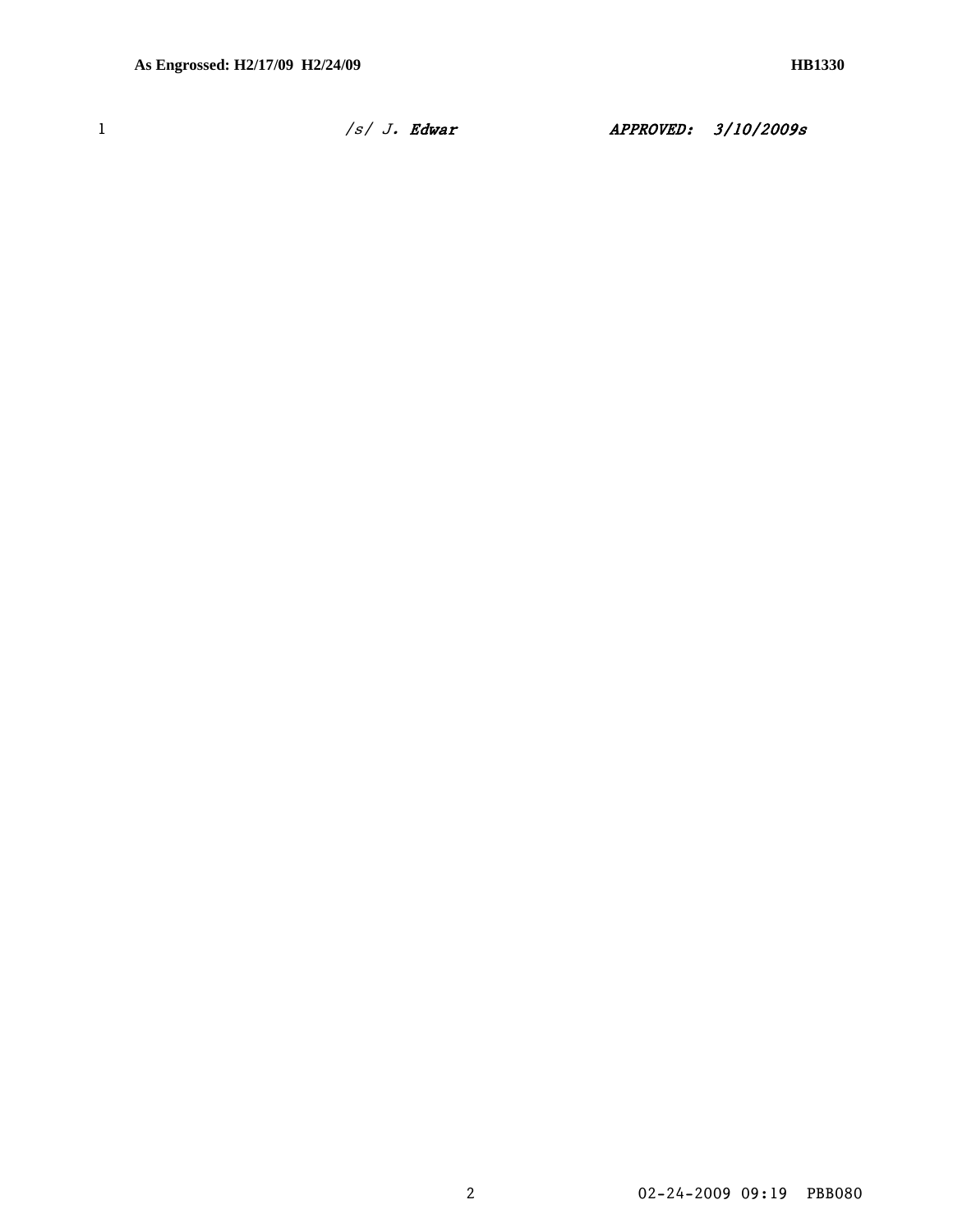/s/ J. Edwar APPROVED: 3/10/2009s